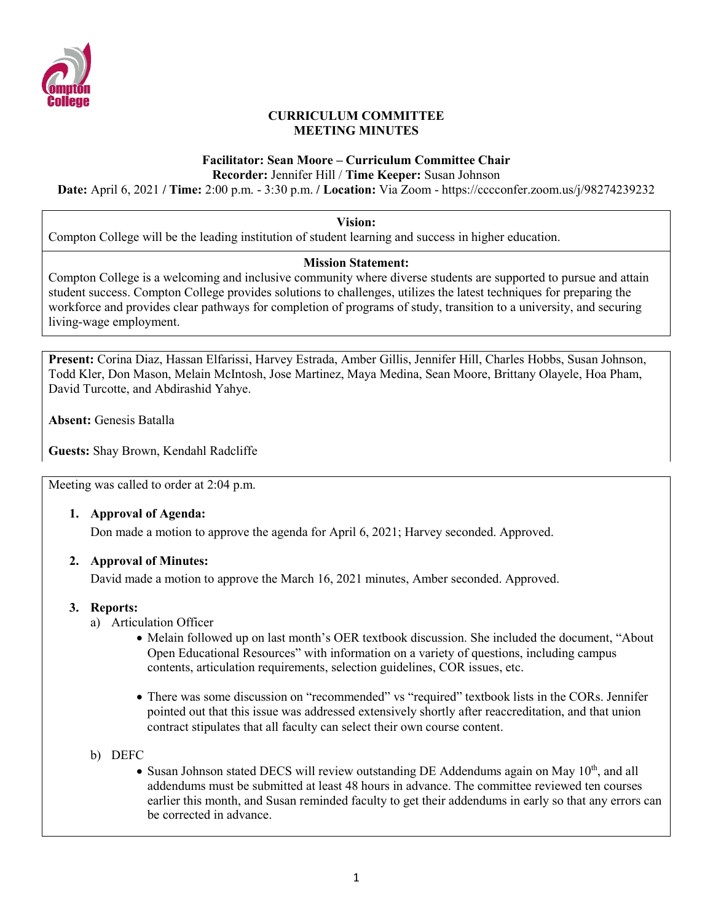**CURRICULUM COMMITTEE**
**MEETING MINUTES**

**Facilitator: Sean Moore – Curriculum Committee Chair**
**Recorder:** Jennifer Hill / **Time Keeper:** Susan Johnson
**Date:** April 6, 2021 / **Time:** 2:00 p.m. - 3:30 p.m. / **Location:** Via Zoom - https://cccconfer.zoom.us/j/98274239232

**Vision:**
Compton College will be the leading institution of student learning and success in higher education.

**Mission Statement:**
Compton College is a welcoming and inclusive community where diverse students are supported to pursue and attain student success. Compton College provides solutions to challenges, utilizes the latest techniques for preparing the workforce and provides clear pathways for completion of programs of study, transition to a university, and securing living-wage employment.

**Present:** Corina Diaz, Hassan Elfarissi, Harvey Estrada, Amber Gillis, Jennifer Hill, Charles Hobbs, Susan Johnson, Todd Kler, Don Mason, Melain McIntosh, Jose Martinez, Maya Medina, Sean Moore, Brittany Olayele, Hoa Pham, David Turcotte, and Abdirashid Yahye.

**Absent:** Genesis Batalla

**Guests:** Shay Brown, Kendahl Radcliffe

Meeting was called to order at 2:04 p.m.

1. **Approval of Agenda:**
   Don made a motion to approve the agenda for April 6, 2021; Harvey seconded. Approved.

2. **Approval of Minutes:**
   David made a motion to approve the March 16, 2021 minutes, Amber seconded. Approved.

3. **Reports:**
   a) Articulation Officer
      - Melain followed up on last month's OER textbook discussion. She included the document, "About Open Educational Resources" with information on a variety of questions, including campus contents, articulation requirements, selection guidelines, COR issues, etc.
      - There was some discussion on "recommended" vs "required" textbook lists in the CORs. Jennifer pointed out that this issue was addressed extensively shortly after reaccreditation, and that union contract stipulates that all faculty can select their own course content.

   b) DEFC
      - Susan Johnson stated DECS will review outstanding DE Addendums again on May 10th, and all addendums must be submitted at least 48 hours in advance. The committee reviewed ten courses earlier this month, and Susan reminded faculty to get their addendums in early so that any errors can be corrected in advance.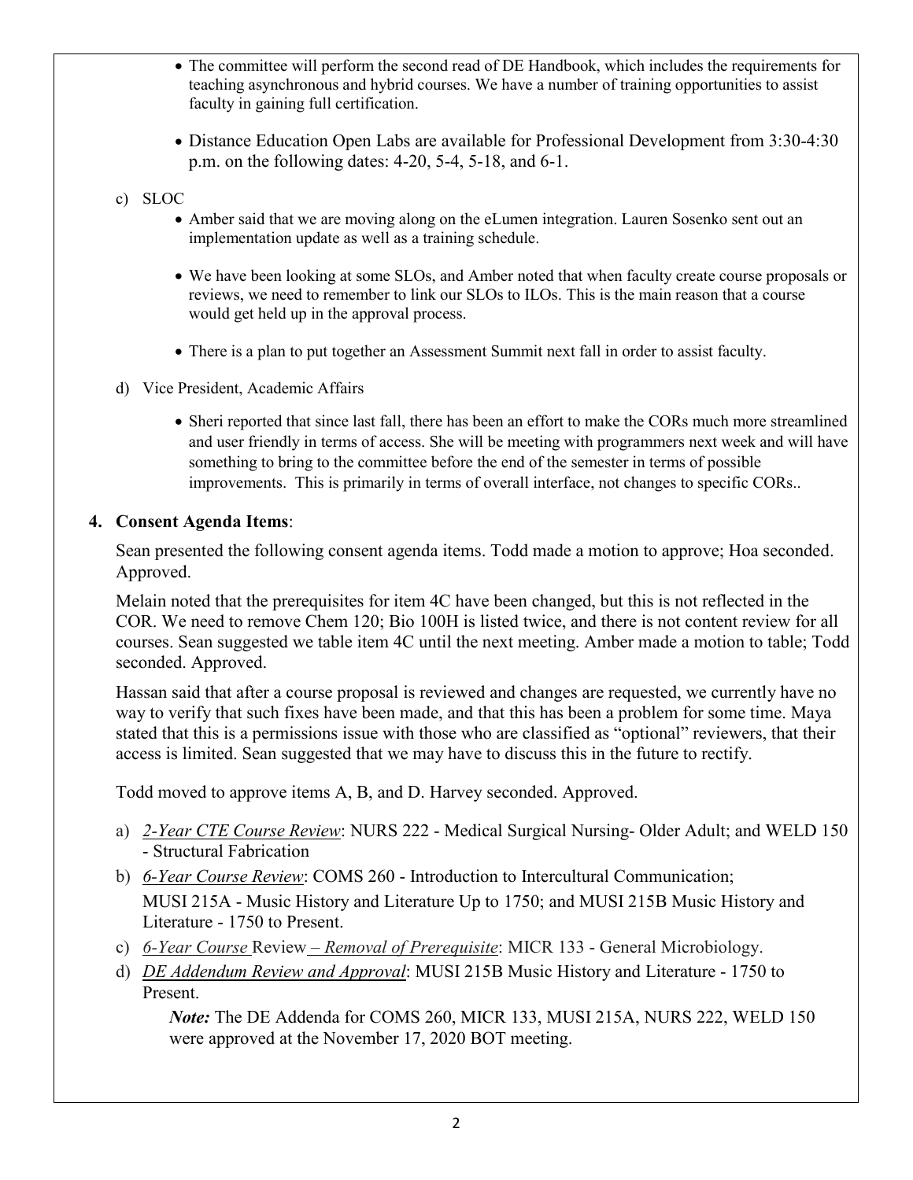- The committee will perform the second read of DE Handbook, which includes the requirements for teaching asynchronous and hybrid courses. We have a number of training opportunities to assist faculty in gaining full certification.

- Distance Education Open Labs are available for Professional Development from 3:30-4:30 p.m. on the following dates: 4-20, 5-4, 5-18, and 6-1.

c) SLOC

- Amber said that we are moving along on the eLumen integration. Lauren Sosenko sent out an implementation update as well as a training schedule.

- We have been looking at some SLOs, and Amber noted that when faculty create course proposals or reviews, we need to remember to link our SLOs to ILOs. This is the main reason that a course would get held up in the approval process.

- There is a plan to put together an Assessment Summit next fall in order to assist faculty.

d) Vice President, Academic Affairs

- Sheri reported that since last fall, there has been an effort to make the CORs much more streamlined and user friendly in terms of access. She will be meeting with programmers next week and will have something to bring to the committee before the end of the semester in terms of possible improvements. This is primarily in terms of overall interface, not changes to specific CORs..

**4. Consent Agenda Items**:

Sean presented the following consent agenda items. Todd made a motion to approve; Hoa seconded. Approved.

Melain noted that the prerequisites for item 4C have been changed, but this is not reflected in the COR. We need to remove Chem 120; Bio 100H is listed twice, and there is not content review for all courses. Sean suggested we table item 4C until the next meeting. Amber made a motion to table; Todd seconded. Approved.

Hassan said that after a course proposal is reviewed and changes are requested, we currently have no way to verify that such fixes have been made, and that this has been a problem for some time. Maya stated that this is a permissions issue with those who are classified as "optional" reviewers, that their access is limited. Sean suggested that we may have to discuss this in the future to rectify.

Todd moved to approve items A, B, and D. Harvey seconded. Approved.

a) *2-Year CTE Course Review*: NURS 222 - Medical Surgical Nursing- Older Adult; and WELD 150 - Structural Fabrication

b) *6-Year Course Review*: COMS 260 - Introduction to Intercultural Communication; MUSI 215A - Music History and Literature Up to 1750; and MUSI 215B Music History and Literature - 1750 to Present.

c) *6-Year Course* Review *– Removal of Prerequisite*: MICR 133 - General Microbiology.

d) *DE Addendum Review and Approval*: MUSI 215B Music History and Literature - 1750 to Present.

   ***Note:*** The DE Addenda for COMS 260, MICR 133, MUSI 215A, NURS 222, WELD 150 were approved at the November 17, 2020 BOT meeting.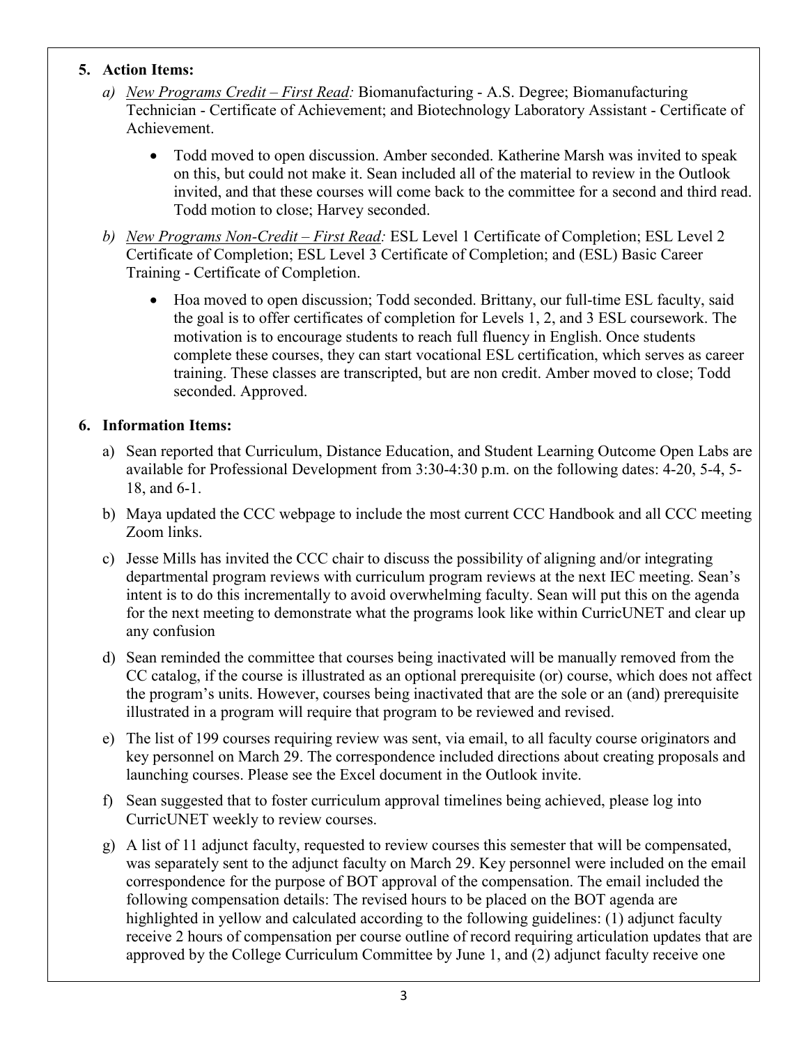5. **Action Items:**

   a) *New Programs Credit – First Read:* Biomanufacturing - A.S. Degree; Biomanufacturing Technician - Certificate of Achievement; and Biotechnology Laboratory Assistant - Certificate of Achievement.

      - Todd moved to open discussion. Amber seconded. Katherine Marsh was invited to speak on this, but could not make it. Sean included all of the material to review in the Outlook invited, and that these courses will come back to the committee for a second and third read. Todd motion to close; Harvey seconded.

   b) *New Programs Non-Credit – First Read:* ESL Level 1 Certificate of Completion; ESL Level 2 Certificate of Completion; ESL Level 3 Certificate of Completion; and (ESL) Basic Career Training - Certificate of Completion.

      - Hoa moved to open discussion; Todd seconded. Brittany, our full-time ESL faculty, said the goal is to offer certificates of completion for Levels 1, 2, and 3 ESL coursework. The motivation is to encourage students to reach full fluency in English. Once students complete these courses, they can start vocational ESL certification, which serves as career training. These classes are transcripted, but are non credit. Amber moved to close; Todd seconded. Approved.

6. **Information Items:**

   a) Sean reported that Curriculum, Distance Education, and Student Learning Outcome Open Labs are available for Professional Development from 3:30-4:30 p.m. on the following dates: 4-20, 5-4, 5-18, and 6-1.

   b) Maya updated the CCC webpage to include the most current CCC Handbook and all CCC meeting Zoom links.

   c) Jesse Mills has invited the CCC chair to discuss the possibility of aligning and/or integrating departmental program reviews with curriculum program reviews at the next IEC meeting. Sean's intent is to do this incrementally to avoid overwhelming faculty. Sean will put this on the agenda for the next meeting to demonstrate what the programs look like within CurricUNET and clear up any confusion

   d) Sean reminded the committee that courses being inactivated will be manually removed from the CC catalog, if the course is illustrated as an optional prerequisite (or) course, which does not affect the program's units. However, courses being inactivated that are the sole or an (and) prerequisite illustrated in a program will require that program to be reviewed and revised.

   e) The list of 199 courses requiring review was sent, via email, to all faculty course originators and key personnel on March 29. The correspondence included directions about creating proposals and launching courses. Please see the Excel document in the Outlook invite.

   f) Sean suggested that to foster curriculum approval timelines being achieved, please log into CurricUNET weekly to review courses.

   g) A list of 11 adjunct faculty, requested to review courses this semester that will be compensated, was separately sent to the adjunct faculty on March 29. Key personnel were included on the email correspondence for the purpose of BOT approval of the compensation. The email included the following compensation details: The revised hours to be placed on the BOT agenda are highlighted in yellow and calculated according to the following guidelines: (1) adjunct faculty receive 2 hours of compensation per course outline of record requiring articulation updates that are approved by the College Curriculum Committee by June 1, and (2) adjunct faculty receive one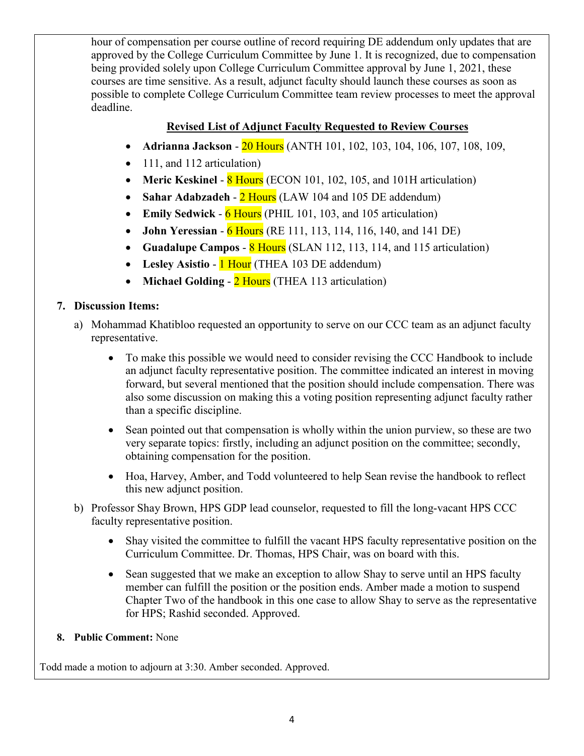hour of compensation per course outline of record requiring DE addendum only updates that are approved by the College Curriculum Committee by June 1. It is recognized, due to compensation being provided solely upon College Curriculum Committee approval by June 1, 2021, these courses are time sensitive. As a result, adjunct faculty should launch these courses as soon as possible to complete College Curriculum Committee team review processes to meet the approval deadline.

**Revised List of Adjunct Faculty Requested to Review Courses**

- **Adrianna Jackson** - 20 Hours (ANTH 101, 102, 103, 104, 106, 107, 108, 109,
- 111, and 112 articulation)
- **Meric Keskinel** - 8 Hours (ECON 101, 102, 105, and 101H articulation)
- **Sahar Adabzadeh** - 2 Hours (LAW 104 and 105 DE addendum)
- **Emily Sedwick** - 6 Hours (PHIL 101, 103, and 105 articulation)
- **John Yeressian** - 6 Hours (RE 111, 113, 114, 116, 140, and 141 DE)
- **Guadalupe Campos** - 8 Hours (SLAN 112, 113, 114, and 115 articulation)
- **Lesley Asistio** - 1 Hour (THEA 103 DE addendum)
- **Michael Golding** - 2 Hours (THEA 113 articulation)

7. **Discussion Items:**

   a) Mohammad Khatibloo requested an opportunity to serve on our CCC team as an adjunct faculty representative.

      - To make this possible we would need to consider revising the CCC Handbook to include an adjunct faculty representative position. The committee indicated an interest in moving forward, but several mentioned that the position should include compensation. There was also some discussion on making this a voting position representing adjunct faculty rather than a specific discipline.
      - Sean pointed out that compensation is wholly within the union purview, so these are two very separate topics: firstly, including an adjunct position on the committee; secondly, obtaining compensation for the position.
      - Hoa, Harvey, Amber, and Todd volunteered to help Sean revise the handbook to reflect this new adjunct position.

   b) Professor Shay Brown, HPS GDP lead counselor, requested to fill the long-vacant HPS CCC faculty representative position.

      - Shay visited the committee to fulfill the vacant HPS faculty representative position on the Curriculum Committee. Dr. Thomas, HPS Chair, was on board with this.
      - Sean suggested that we make an exception to allow Shay to serve until an HPS faculty member can fulfill the position or the position ends. Amber made a motion to suspend Chapter Two of the handbook in this one case to allow Shay to serve as the representative for HPS; Rashid seconded. Approved.

8. **Public Comment:** None

Todd made a motion to adjourn at 3:30. Amber seconded. Approved.